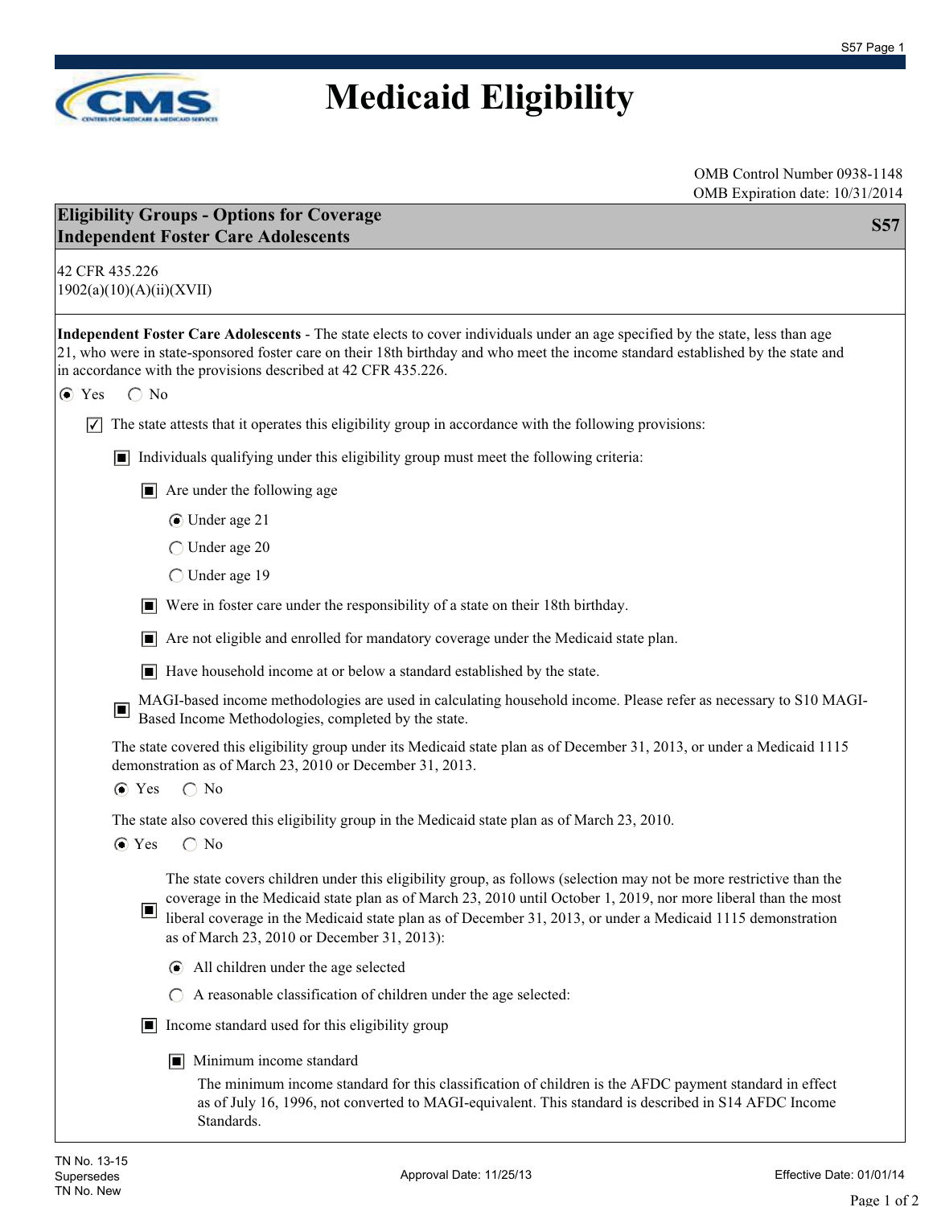# Medicaid Eligibility

OMB Control Number 0938-1148
OMB Expiration date: 10/31/2014

## Eligibility Groups - Options for Coverage — S57
## Independent Foster Care Adolescents

42 CFR 435.226
1902(a)(10)(A)(ii)(XVII)

**Independent Foster Care Adolescents** - The state elects to cover individuals under an age specified by the state, less than age 21, who were in state-sponsored foster care on their 18th birthday and who meet the income standard established by the state and in accordance with the provisions described at 42 CFR 435.226.

(•) Yes ( ) No

- [x] The state attests that it operates this eligibility group in accordance with the following provisions:
  - [x] Individuals qualifying under this eligibility group must meet the following criteria:
    - [x] Are under the following age
      - (•) Under age 21
      - ( ) Under age 20
      - ( ) Under age 19
    - [x] Were in foster care under the responsibility of a state on their 18th birthday.
    - [x] Are not eligible and enrolled for mandatory coverage under the Medicaid state plan.
    - [x] Have household income at or below a standard established by the state.
  - [x] MAGI-based income methodologies are used in calculating household income. Please refer as necessary to S10 MAGI-Based Income Methodologies, completed by the state.

  The state covered this eligibility group under its Medicaid state plan as of December 31, 2013, or under a Medicaid 1115 demonstration as of March 23, 2010 or December 31, 2013.

  (•) Yes ( ) No

  The state also covered this eligibility group in the Medicaid state plan as of March 23, 2010.

  (•) Yes ( ) No

  - [x] The state covers children under this eligibility group, as follows (selection may not be more restrictive than the coverage in the Medicaid state plan as of March 23, 2010 until October 1, 2019, nor more liberal than the most liberal coverage in the Medicaid state plan as of December 31, 2013, or under a Medicaid 1115 demonstration as of March 23, 2010 or December 31, 2013):
    - (•) All children under the age selected
    - ( ) A reasonable classification of children under the age selected:
  - [x] Income standard used for this eligibility group
    - [x] Minimum income standard

      The minimum income standard for this classification of children is the AFDC payment standard in effect as of July 16, 1996, not converted to MAGI-equivalent. This standard is described in S14 AFDC Income Standards.

TN No. 13-15
Supersedes
TN No. New

Approval Date: 11/25/13

Effective Date: 01/01/14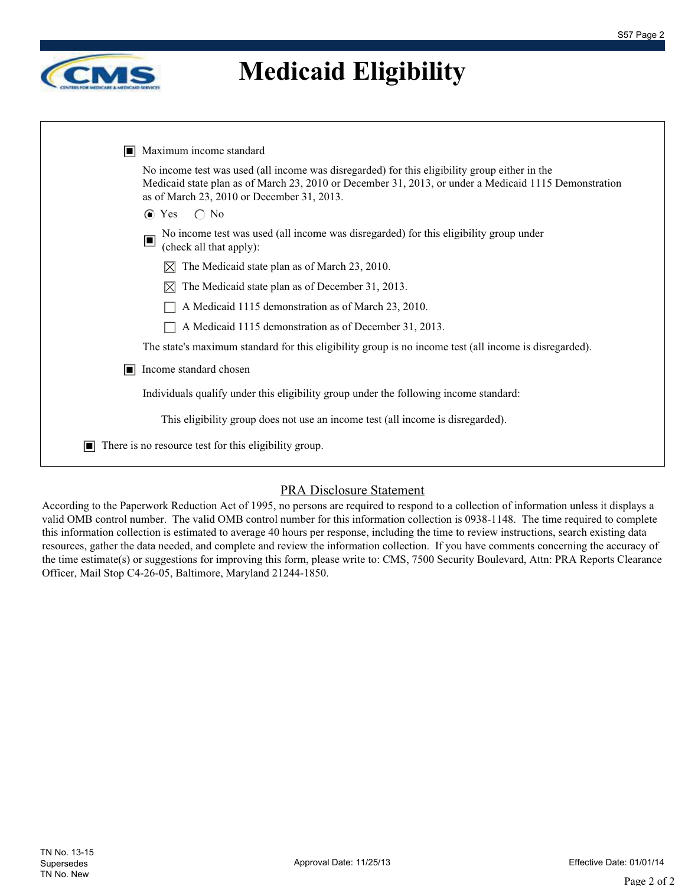# Medicaid Eligibility

- [x] Maximum income standard

  No income test was used (all income was disregarded) for this eligibility group either in the Medicaid state plan as of March 23, 2010 or December 31, 2013, or under a Medicaid 1115 Demonstration as of March 23, 2010 or December 31, 2013.

  (•) Yes ( ) No

  - [x] No income test was used (all income was disregarded) for this eligibility group under (check all that apply):
    - [x] The Medicaid state plan as of March 23, 2010.
    - [x] The Medicaid state plan as of December 31, 2013.
    - [ ] A Medicaid 1115 demonstration as of March 23, 2010.
    - [ ] A Medicaid 1115 demonstration as of December 31, 2013.

  The state's maximum standard for this eligibility group is no income test (all income is disregarded).

- [x] Income standard chosen

  Individuals qualify under this eligibility group under the following income standard:

  This eligibility group does not use an income test (all income is disregarded).

- [x] There is no resource test for this eligibility group.

## PRA Disclosure Statement

According to the Paperwork Reduction Act of 1995, no persons are required to respond to a collection of information unless it displays a valid OMB control number. The valid OMB control number for this information collection is 0938-1148. The time required to complete this information collection is estimated to average 40 hours per response, including the time to review instructions, search existing data resources, gather the data needed, and complete and review the information collection. If you have comments concerning the accuracy of the time estimate(s) or suggestions for improving this form, please write to: CMS, 7500 Security Boulevard, Attn: PRA Reports Clearance Officer, Mail Stop C4-26-05, Baltimore, Maryland 21244-1850.

TN No. 13-15
Supersedes
TN No. New

Approval Date: 11/25/13

Effective Date: 01/01/14